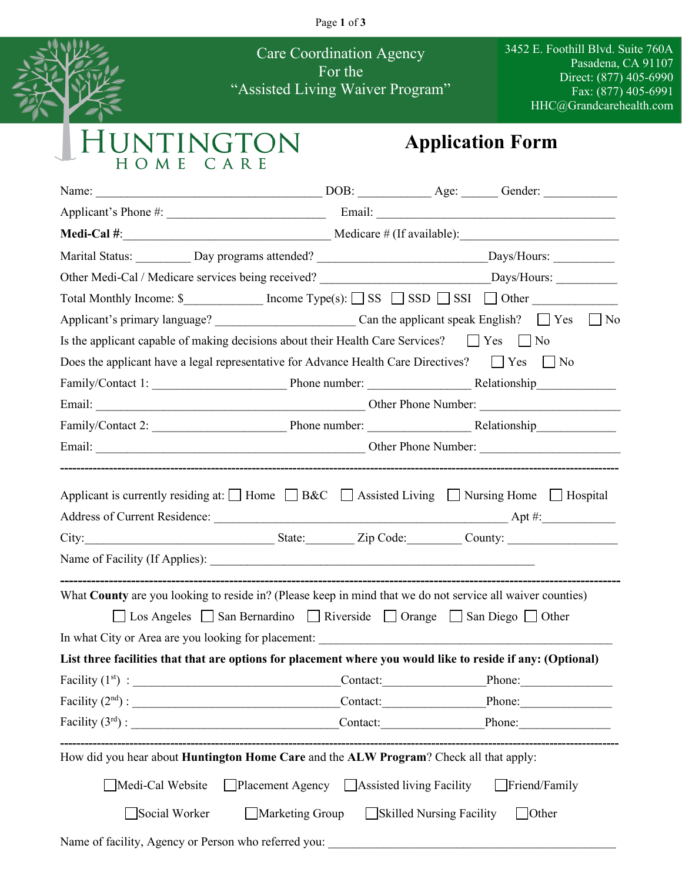Care Coordination Agency
For the
"Assisted Living Waiver Program"

3452 E. Foothill Blvd. Suite 760A
Pasadena, CA 91107
Direct: (877) 405-6990
Fax: (877) 405-6991
HHC@Grandcarehealth.com

# HUNTINGTON HOME CARE

# Application Form

Name: ____________________________________ DOB: ___________ Age: _____ Gender: ___________

Applicant's Phone #: _________________________ Email: ______________________________________

**Medi-Cal #**:_________________________________ Medicare # (If available):_______________________

Marital Status: ________ Day programs attended? __________________________Days/Hours: _________

Other Medi-Cal / Medicare services being received? __________________________Days/Hours: _________

Total Monthly Income: $____________ Income Type(s): ☐ SS ☐ SSD ☐ SSI ☐ Other _____________

Applicant's primary language? _____________________ Can the applicant speak English? ☐ Yes ☐ No

Is the applicant capable of making decisions about their Health Care Services? ☐ Yes ☐ No

Does the applicant have a legal representative for Advance Health Care Directives? ☐ Yes ☐ No

Family/Contact 1: _____________________ Phone number: _______________ Relationship____________

Email: ___________________________________________ Other Phone Number: _____________________

Family/Contact 2: _____________________ Phone number: _______________ Relationship____________

Email: ___________________________________________ Other Phone Number: _____________________

---

Applicant is currently residing at: ☐ Home ☐ B&C ☐ Assisted Living ☐ Nursing Home ☐ Hospital

Address of Current Residence: _____________________________________________ Apt #:___________

City:______________________________ State:________ Zip Code:_________ County: _________________

Name of Facility (If Applies): ___________________________________________________

---

What **County** are you looking to reside in? (Please keep in mind that we do not service all waiver counties)

☐ Los Angeles ☐ San Bernardino ☐ Riverside ☐ Orange ☐ San Diego ☐ Other

In what City or Area are you looking for placement: _______________________________________________

**List three facilities that that are options for placement where you would like to reside if any: (Optional)**

Facility (1st) : _________________________________Contact:________________Phone:_______________

Facility (2nd) : _________________________________Contact:________________Phone:_______________

Facility (3rd) : _________________________________Contact:________________Phone:_______________

---

How did you hear about **Huntington Home Care** and the **ALW Program**? Check all that apply:

☐Medi-Cal Website ☐Placement Agency ☐Assisted living Facility ☐Friend/Family

☐Social Worker ☐Marketing Group ☐Skilled Nursing Facility ☐Other

Name of facility, Agency or Person who referred you: _____________________________________________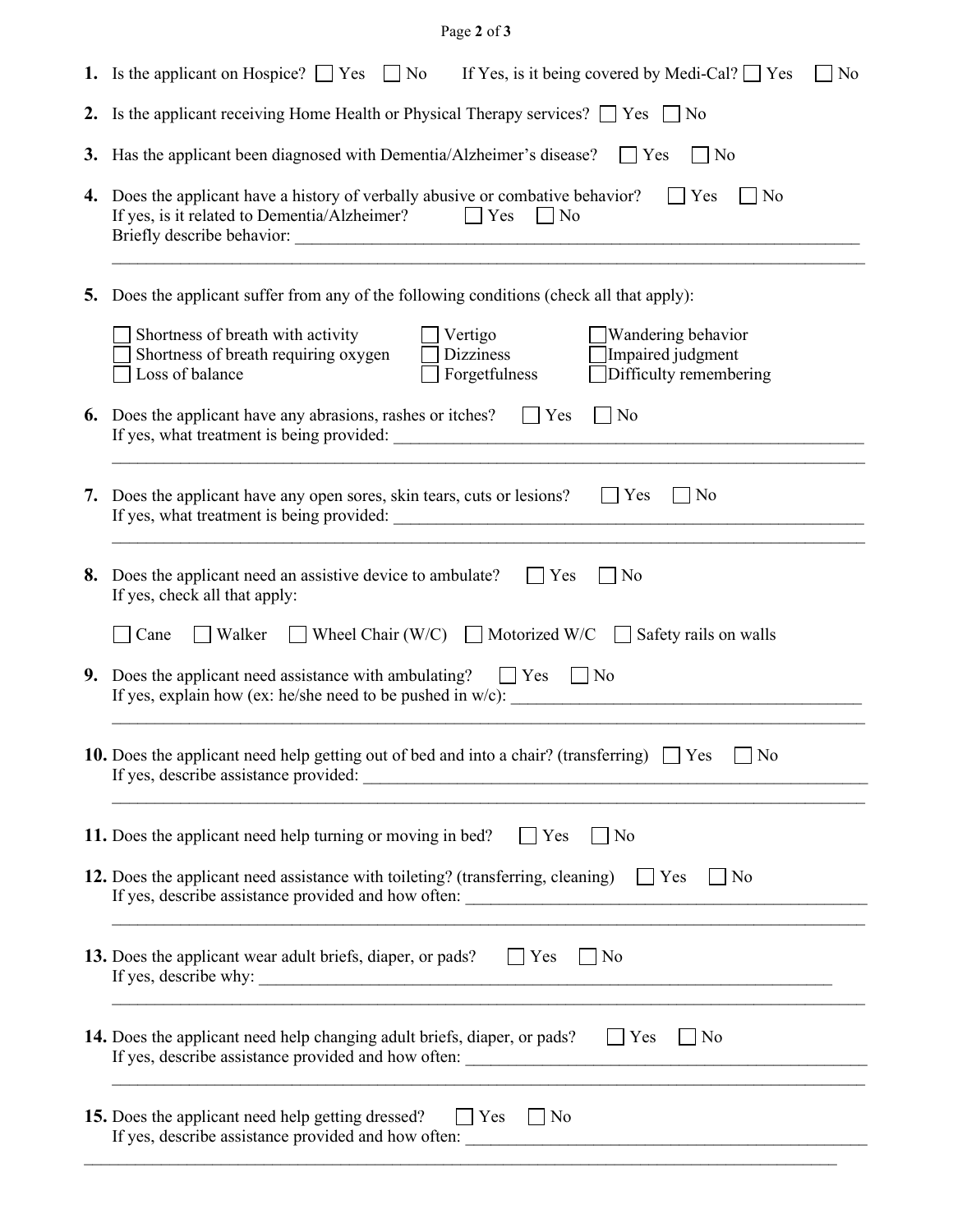1. Is the applicant on Hospice? ☐ Yes ☐ No If Yes, is it being covered by Medi-Cal? ☐ Yes ☐ No

2. Is the applicant receiving Home Health or Physical Therapy services? ☐ Yes ☐ No

3. Has the applicant been diagnosed with Dementia/Alzheimer's disease? ☐ Yes ☐ No

4. Does the applicant have a history of verbally abusive or combative behavior? ☐ Yes ☐ No
   If yes, is it related to Dementia/Alzheimer? ☐ Yes ☐ No
   Briefly describe behavior: ____________________________________________________________
   ________________________________________________________________________________

5. Does the applicant suffer from any of the following conditions (check all that apply):

   ☐ Shortness of breath with activity
   ☐ Shortness of breath requiring oxygen
   ☐ Loss of balance
   ☐ Vertigo
   ☐ Dizziness
   ☐ Forgetfulness
   ☐ Wandering behavior
   ☐ Impaired judgment
   ☐ Difficulty remembering

6. Does the applicant have any abrasions, rashes or itches? ☐ Yes ☐ No
   If yes, what treatment is being provided: ______________________________________________
   ________________________________________________________________________________

7. Does the applicant have any open sores, skin tears, cuts or lesions? ☐ Yes ☐ No
   If yes, what treatment is being provided: ______________________________________________
   ________________________________________________________________________________

8. Does the applicant need an assistive device to ambulate? ☐ Yes ☐ No
   If yes, check all that apply:

   ☐ Cane ☐ Walker ☐ Wheel Chair (W/C) ☐ Motorized W/C ☐ Safety rails on walls

9. Does the applicant need assistance with ambulating? ☐ Yes ☐ No
   If yes, explain how (ex: he/she need to be pushed in w/c): _____________________________
   ________________________________________________________________________________

10. Does the applicant need help getting out of bed and into a chair? (transferring) ☐ Yes ☐ No
    If yes, describe assistance provided: _______________________________________________
    ________________________________________________________________________________

11. Does the applicant need help turning or moving in bed? ☐ Yes ☐ No

12. Does the applicant need assistance with toileting? (transferring, cleaning) ☐ Yes ☐ No
    If yes, describe assistance provided and how often: ____________________________________
    ________________________________________________________________________________

13. Does the applicant wear adult briefs, diaper, or pads? ☐ Yes ☐ No
    If yes, describe why: ___________________________________________________________
    ________________________________________________________________________________

14. Does the applicant need help changing adult briefs, diaper, or pads? ☐ Yes ☐ No
    If yes, describe assistance provided and how often: ____________________________________
    ________________________________________________________________________________

15. Does the applicant need help getting dressed? ☐ Yes ☐ No
    If yes, describe assistance provided and how often: ____________________________________
    ________________________________________________________________________________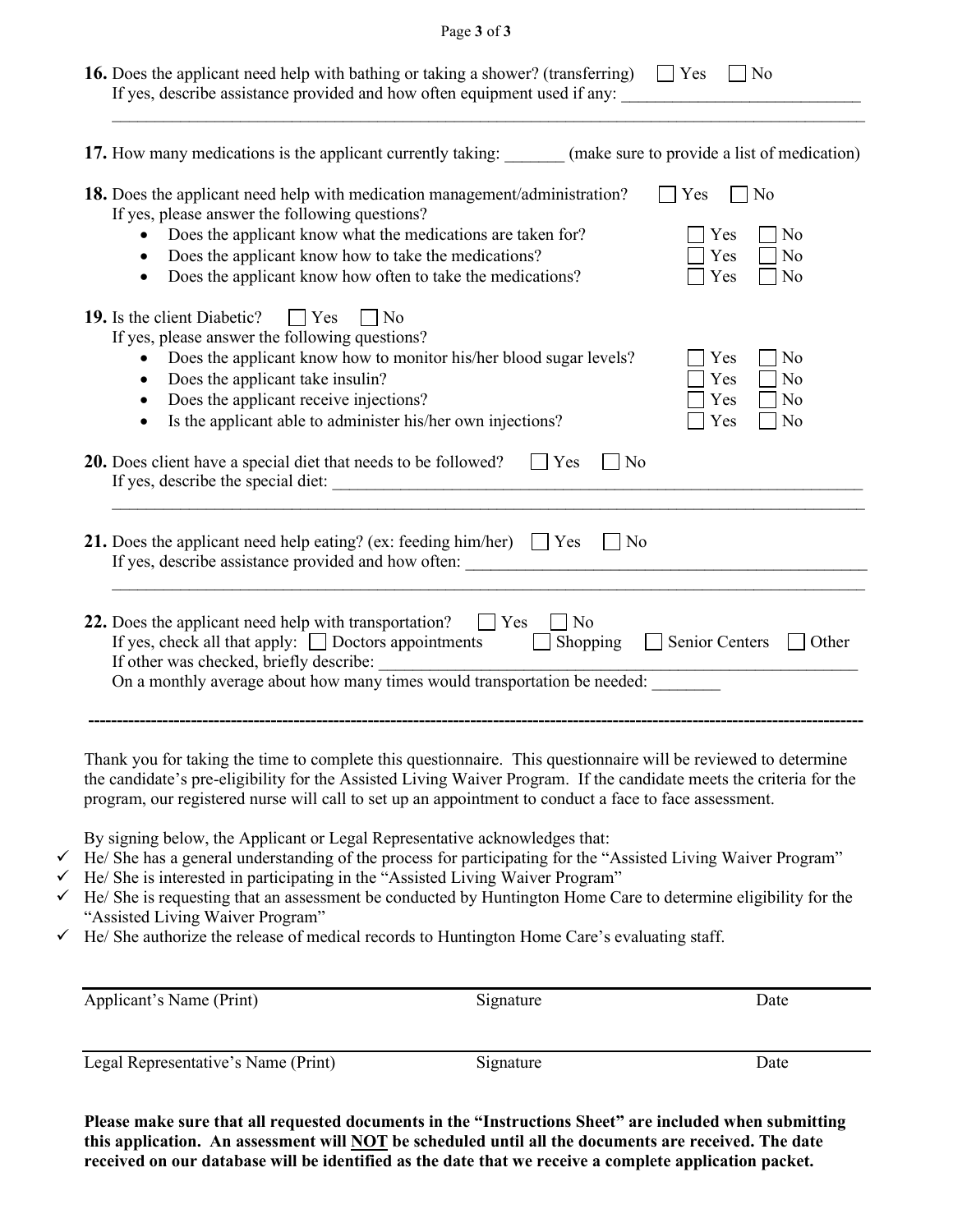**16.** Does the applicant need help with bathing or taking a shower? (transferring) ☐ Yes ☐ No
If yes, describe assistance provided and how often equipment used if any: ____________________________
______________________________________________________________________________________

**17.** How many medications is the applicant currently taking: _______ (make sure to provide a list of medication)

**18.** Does the applicant need help with medication management/administration? ☐ Yes ☐ No
If yes, please answer the following questions?

- Does the applicant know what the medications are taken for? ☐ Yes ☐ No
- Does the applicant know how to take the medications? ☐ Yes ☐ No
- Does the applicant know how often to take the medications? ☐ Yes ☐ No

**19.** Is the client Diabetic? ☐ Yes ☐ No
If yes, please answer the following questions?

- Does the applicant know how to monitor his/her blood sugar levels? ☐ Yes ☐ No
- Does the applicant take insulin? ☐ Yes ☐ No
- Does the applicant receive injections? ☐ Yes ☐ No
- Is the applicant able to administer his/her own injections? ☐ Yes ☐ No

**20.** Does client have a special diet that needs to be followed? ☐ Yes ☐ No
If yes, describe the special diet: ________________________________________________________________
______________________________________________________________________________________

**21.** Does the applicant need help eating? (ex: feeding him/her) ☐ Yes ☐ No
If yes, describe assistance provided and how often: ______________________________________________
______________________________________________________________________________________

**22.** Does the applicant need help with transportation? ☐ Yes ☐ No
If yes, check all that apply: ☐ Doctors appointments ☐ Shopping ☐ Senior Centers ☐ Other
If other was checked, briefly describe: ______________________________________________________
On a monthly average about how many times would transportation be needed: ________

---

Thank you for taking the time to complete this questionnaire. This questionnaire will be reviewed to determine the candidate's pre-eligibility for the Assisted Living Waiver Program. If the candidate meets the criteria for the program, our registered nurse will call to set up an appointment to conduct a face to face assessment.

By signing below, the Applicant or Legal Representative acknowledges that:

- ✓ He/ She has a general understanding of the process for participating for the "Assisted Living Waiver Program"
- ✓ He/ She is interested in participating in the "Assisted Living Waiver Program"
- ✓ He/ She is requesting that an assessment be conducted by Huntington Home Care to determine eligibility for the "Assisted Living Waiver Program"
- ✓ He/ She authorize the release of medical records to Huntington Home Care's evaluating staff.

| | | |
|---|---|---|
| Applicant's Name (Print) | Signature | Date |
| Legal Representative's Name (Print) | Signature | Date |

**Please make sure that all requested documents in the "Instructions Sheet" are included when submitting this application. An assessment will <u>NOT</u> be scheduled until all the documents are received. The date received on our database will be identified as the date that we receive a complete application packet.**